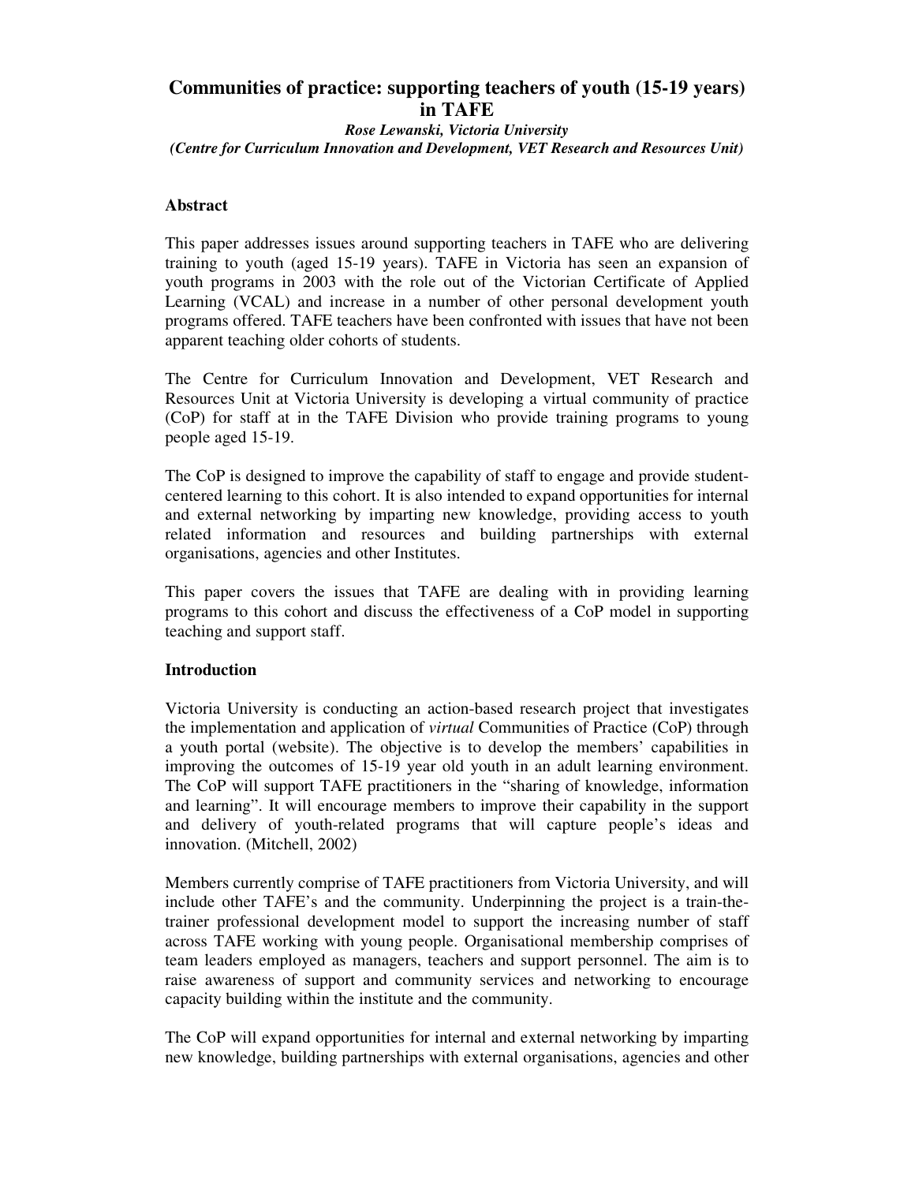# Communities of practice: supporting teachers of youth (15-19 years) in TAFE

***Rose Lewanski, Victoria University***

***(Centre for Curriculum Innovation and Development, VET Research and Resources Unit)***

## Abstract

This paper addresses issues around supporting teachers in TAFE who are delivering training to youth (aged 15-19 years). TAFE in Victoria has seen an expansion of youth programs in 2003 with the role out of the Victorian Certificate of Applied Learning (VCAL) and increase in a number of other personal development youth programs offered. TAFE teachers have been confronted with issues that have not been apparent teaching older cohorts of students.

The Centre for Curriculum Innovation and Development, VET Research and Resources Unit at Victoria University is developing a virtual community of practice (CoP) for staff at in the TAFE Division who provide training programs to young people aged 15-19.

The CoP is designed to improve the capability of staff to engage and provide student-centered learning to this cohort. It is also intended to expand opportunities for internal and external networking by imparting new knowledge, providing access to youth related information and resources and building partnerships with external organisations, agencies and other Institutes.

This paper covers the issues that TAFE are dealing with in providing learning programs to this cohort and discuss the effectiveness of a CoP model in supporting teaching and support staff.

## Introduction

Victoria University is conducting an action-based research project that investigates the implementation and application of *virtual* Communities of Practice (CoP) through a youth portal (website). The objective is to develop the members' capabilities in improving the outcomes of 15-19 year old youth in an adult learning environment. The CoP will support TAFE practitioners in the "sharing of knowledge, information and learning". It will encourage members to improve their capability in the support and delivery of youth-related programs that will capture people's ideas and innovation. (Mitchell, 2002)

Members currently comprise of TAFE practitioners from Victoria University, and will include other TAFE's and the community. Underpinning the project is a train-the-trainer professional development model to support the increasing number of staff across TAFE working with young people. Organisational membership comprises of team leaders employed as managers, teachers and support personnel. The aim is to raise awareness of support and community services and networking to encourage capacity building within the institute and the community.

The CoP will expand opportunities for internal and external networking by imparting new knowledge, building partnerships with external organisations, agencies and other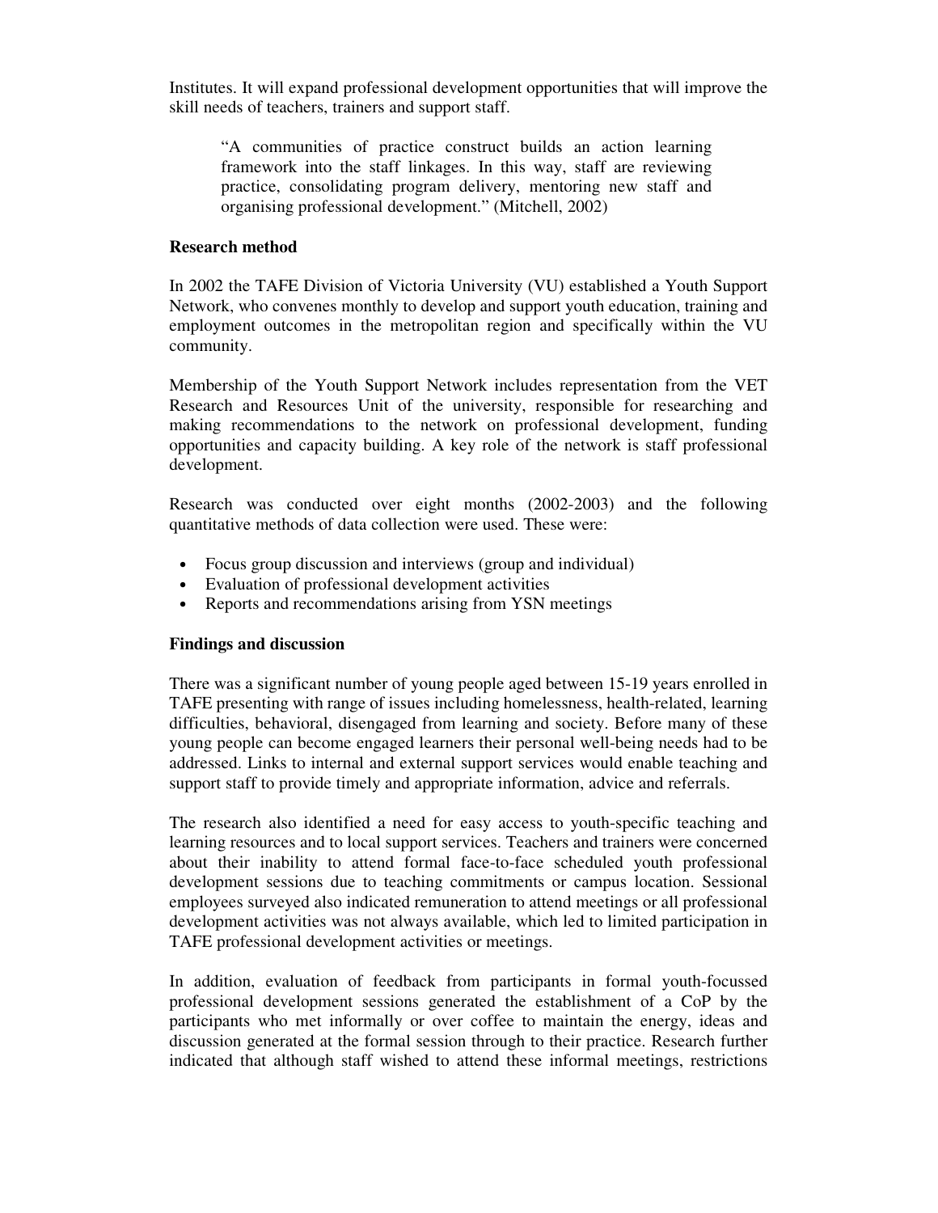Institutes. It will expand professional development opportunities that will improve the skill needs of teachers, trainers and support staff.

> "A communities of practice construct builds an action learning framework into the staff linkages. In this way, staff are reviewing practice, consolidating program delivery, mentoring new staff and organising professional development." (Mitchell, 2002)

**Research method**

In 2002 the TAFE Division of Victoria University (VU) established a Youth Support Network, who convenes monthly to develop and support youth education, training and employment outcomes in the metropolitan region and specifically within the VU community.

Membership of the Youth Support Network includes representation from the VET Research and Resources Unit of the university, responsible for researching and making recommendations to the network on professional development, funding opportunities and capacity building. A key role of the network is staff professional development.

Research was conducted over eight months (2002-2003) and the following quantitative methods of data collection were used. These were:

- Focus group discussion and interviews (group and individual)
- Evaluation of professional development activities
- Reports and recommendations arising from YSN meetings

**Findings and discussion**

There was a significant number of young people aged between 15-19 years enrolled in TAFE presenting with range of issues including homelessness, health-related, learning difficulties, behavioral, disengaged from learning and society. Before many of these young people can become engaged learners their personal well-being needs had to be addressed. Links to internal and external support services would enable teaching and support staff to provide timely and appropriate information, advice and referrals.

The research also identified a need for easy access to youth-specific teaching and learning resources and to local support services. Teachers and trainers were concerned about their inability to attend formal face-to-face scheduled youth professional development sessions due to teaching commitments or campus location. Sessional employees surveyed also indicated remuneration to attend meetings or all professional development activities was not always available, which led to limited participation in TAFE professional development activities or meetings.

In addition, evaluation of feedback from participants in formal youth-focussed professional development sessions generated the establishment of a CoP by the participants who met informally or over coffee to maintain the energy, ideas and discussion generated at the formal session through to their practice. Research further indicated that although staff wished to attend these informal meetings, restrictions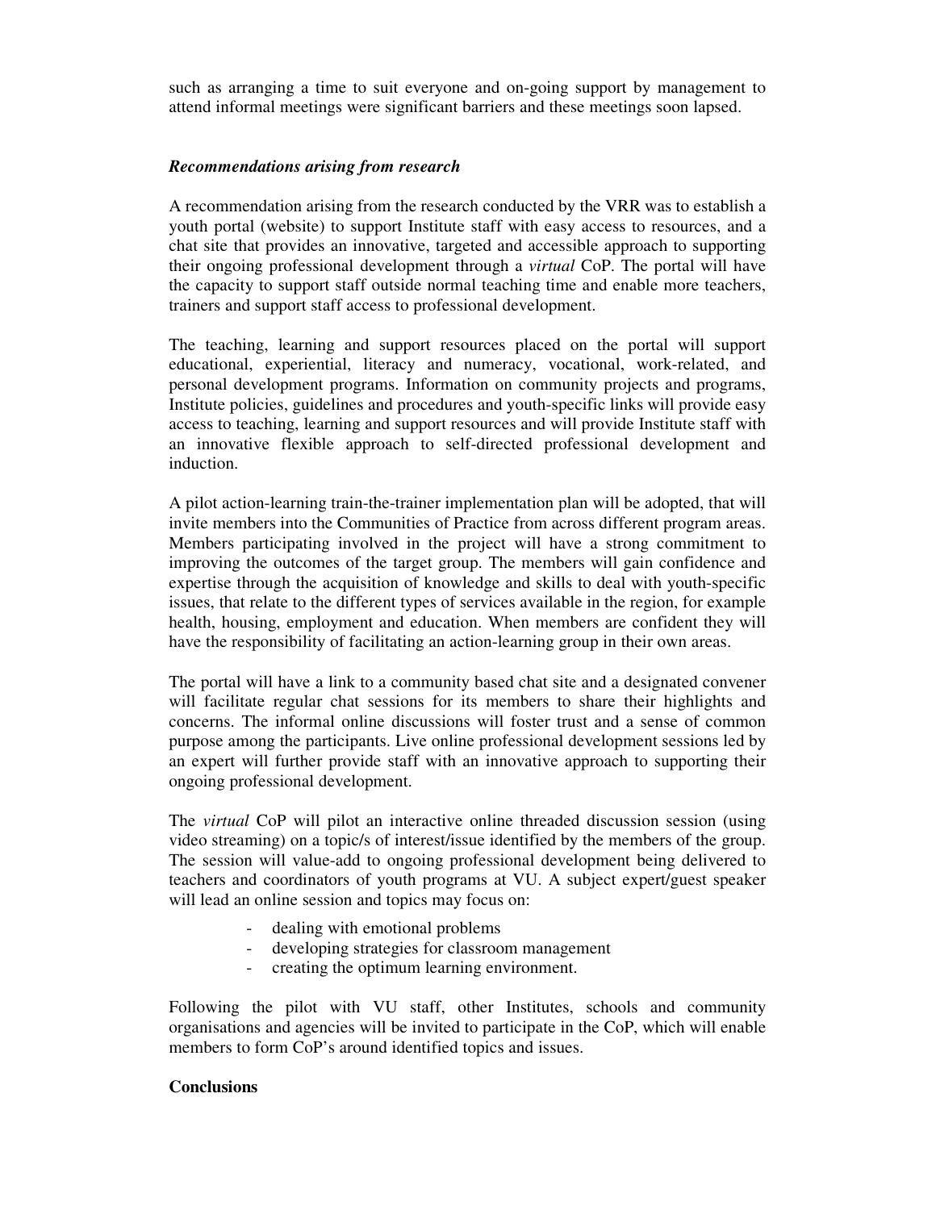such as arranging a time to suit everyone and on-going support by management to attend informal meetings were significant barriers and these meetings soon lapsed.

### *Recommendations arising from research*

A recommendation arising from the research conducted by the VRR was to establish a youth portal (website) to support Institute staff with easy access to resources, and a chat site that provides an innovative, targeted and accessible approach to supporting their ongoing professional development through a *virtual* CoP. The portal will have the capacity to support staff outside normal teaching time and enable more teachers, trainers and support staff access to professional development.

The teaching, learning and support resources placed on the portal will support educational, experiential, literacy and numeracy, vocational, work-related, and personal development programs. Information on community projects and programs, Institute policies, guidelines and procedures and youth-specific links will provide easy access to teaching, learning and support resources and will provide Institute staff with an innovative flexible approach to self-directed professional development and induction.

A pilot action-learning train-the-trainer implementation plan will be adopted, that will invite members into the Communities of Practice from across different program areas. Members participating involved in the project will have a strong commitment to improving the outcomes of the target group. The members will gain confidence and expertise through the acquisition of knowledge and skills to deal with youth-specific issues, that relate to the different types of services available in the region, for example health, housing, employment and education. When members are confident they will have the responsibility of facilitating an action-learning group in their own areas.

The portal will have a link to a community based chat site and a designated convener will facilitate regular chat sessions for its members to share their highlights and concerns. The informal online discussions will foster trust and a sense of common purpose among the participants. Live online professional development sessions led by an expert will further provide staff with an innovative approach to supporting their ongoing professional development.

The *virtual* CoP will pilot an interactive online threaded discussion session (using video streaming) on a topic/s of interest/issue identified by the members of the group. The session will value-add to ongoing professional development being delivered to teachers and coordinators of youth programs at VU. A subject expert/guest speaker will lead an online session and topics may focus on:

- dealing with emotional problems
- developing strategies for classroom management
- creating the optimum learning environment.

Following the pilot with VU staff, other Institutes, schools and community organisations and agencies will be invited to participate in the CoP, which will enable members to form CoP's around identified topics and issues.

## Conclusions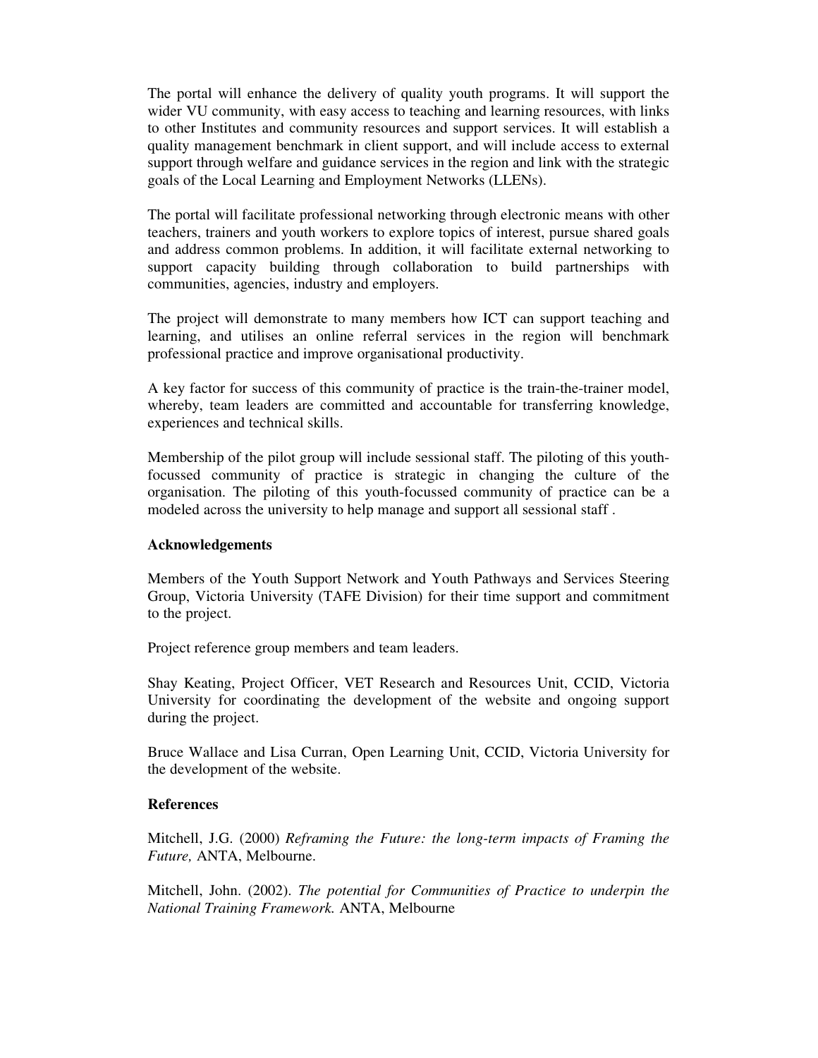The portal will enhance the delivery of quality youth programs. It will support the wider VU community, with easy access to teaching and learning resources, with links to other Institutes and community resources and support services. It will establish a quality management benchmark in client support, and will include access to external support through welfare and guidance services in the region and link with the strategic goals of the Local Learning and Employment Networks (LLENs).

The portal will facilitate professional networking through electronic means with other teachers, trainers and youth workers to explore topics of interest, pursue shared goals and address common problems. In addition, it will facilitate external networking to support capacity building through collaboration to build partnerships with communities, agencies, industry and employers.

The project will demonstrate to many members how ICT can support teaching and learning, and utilises an online referral services in the region will benchmark professional practice and improve organisational productivity.

A key factor for success of this community of practice is the train-the-trainer model, whereby, team leaders are committed and accountable for transferring knowledge, experiences and technical skills.

Membership of the pilot group will include sessional staff. The piloting of this youth-focussed community of practice is strategic in changing the culture of the organisation. The piloting of this youth-focussed community of practice can be a modeled across the university to help manage and support all sessional staff .

**Acknowledgements**

Members of the Youth Support Network and Youth Pathways and Services Steering Group, Victoria University (TAFE Division) for their time support and commitment to the project.

Project reference group members and team leaders.

Shay Keating, Project Officer, VET Research and Resources Unit, CCID, Victoria University for coordinating the development of the website and ongoing support during the project.

Bruce Wallace and Lisa Curran, Open Learning Unit, CCID, Victoria University for the development of the website.

**References**

Mitchell, J.G. (2000) *Reframing the Future: the long-term impacts of Framing the Future,* ANTA, Melbourne.

Mitchell, John. (2002). *The potential for Communities of Practice to underpin the National Training Framework.* ANTA, Melbourne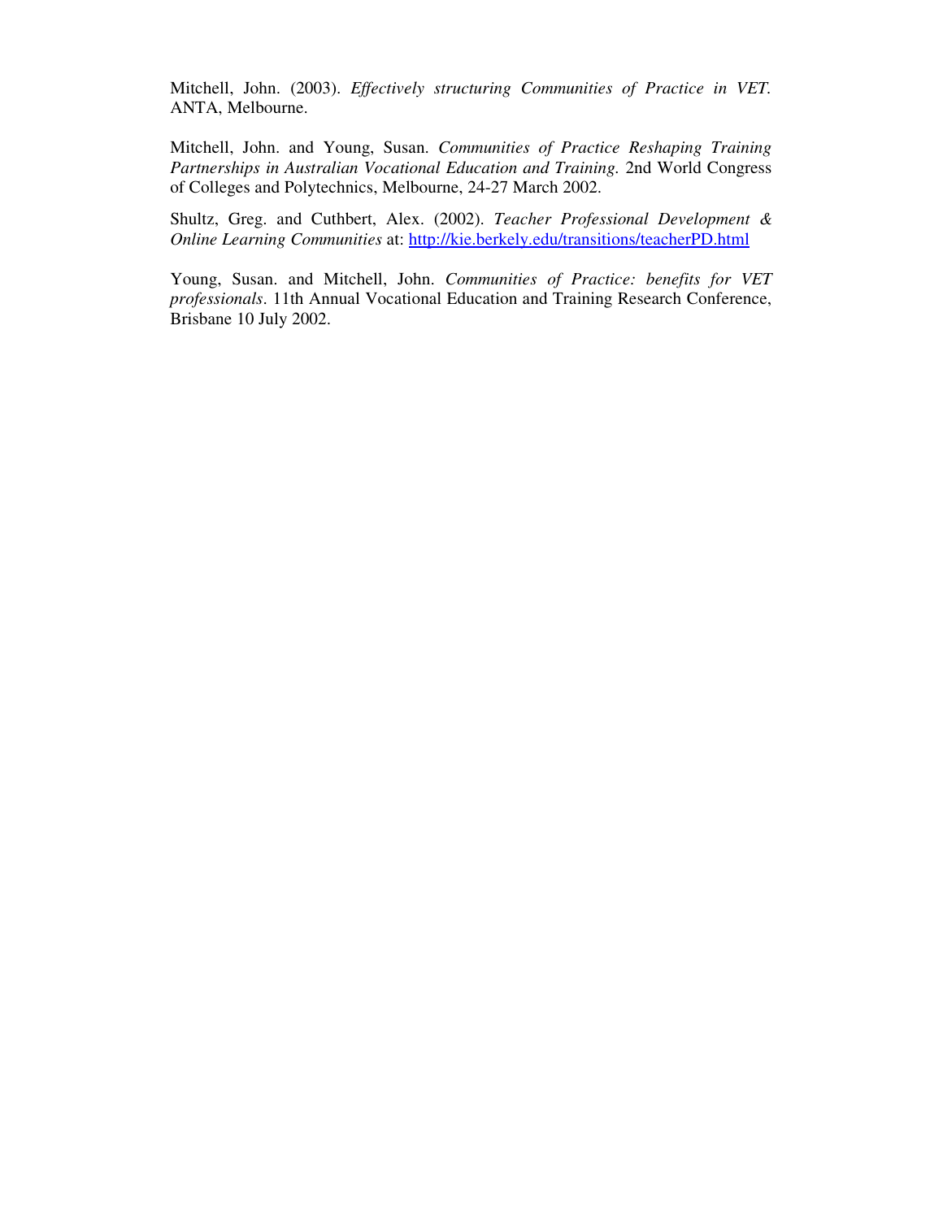Mitchell, John. (2003). *Effectively structuring Communities of Practice in VET*. ANTA, Melbourne.

Mitchell, John. and Young, Susan. *Communities of Practice Reshaping Training Partnerships in Australian Vocational Education and Training*. 2nd World Congress of Colleges and Polytechnics, Melbourne, 24-27 March 2002.

Shultz, Greg. and Cuthbert, Alex. (2002). *Teacher Professional Development & Online Learning Communities* at: http://kie.berkely.edu/transitions/teacherPD.html

Young, Susan. and Mitchell, John. *Communities of Practice: benefits for VET professionals*. 11th Annual Vocational Education and Training Research Conference, Brisbane 10 July 2002.